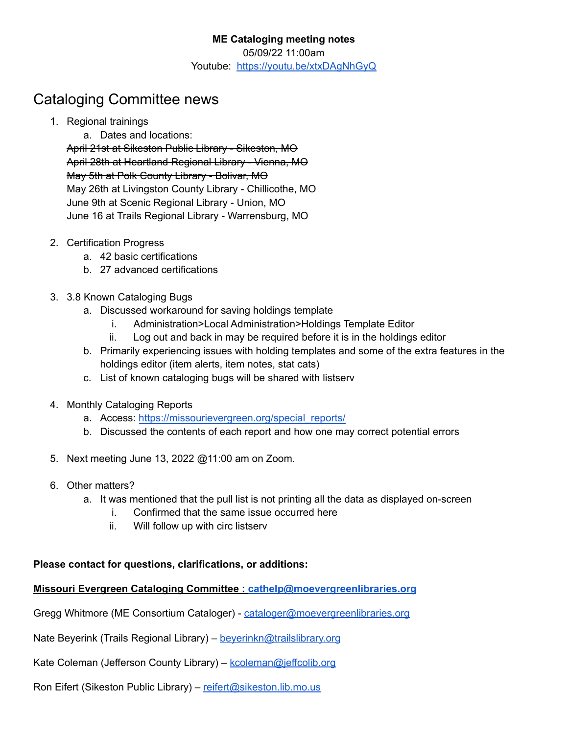**ME Cataloging meeting notes**

05/09/22 11:00am

Youtube: [https://youtu.be/xtxDAgNhGyQ](https://youtu.be/xtxDAgNhGyQ)

# Cataloging Committee news

1. Regional trainings
   a. Dates and locations:

   ~~April 21st at Sikeston Public Library - Sikeston, MO~~
   ~~April 28th at Heartland Regional Library - Vienna, MO~~
   ~~May 5th at Polk County Library - Bolivar, MO~~
   May 26th at Livingston County Library - Chillicothe, MO
   June 9th at Scenic Regional Library - Union, MO
   June 16 at Trails Regional Library - Warrensburg, MO

2. Certification Progress
   a. 42 basic certifications
   b. 27 advanced certifications

3. 3.8 Known Cataloging Bugs
   a. Discussed workaround for saving holdings template
      i. Administration>Local Administration>Holdings Template Editor
      ii. Log out and back in may be required before it is in the holdings editor
   b. Primarily experiencing issues with holding templates and some of the extra features in the holdings editor (item alerts, item notes, stat cats)
   c. List of known cataloging bugs will be shared with listserv

4. Monthly Cataloging Reports
   a. Access: [https://missourievergreen.org/special_reports/](https://missourievergreen.org/special_reports/)
   b. Discussed the contents of each report and how one may correct potential errors

5. Next meeting June 13, 2022 @11:00 am on Zoom.

6. Other matters?
   a. It was mentioned that the pull list is not printing all the data as displayed on-screen
      i. Confirmed that the same issue occurred here
      ii. Will follow up with circ listserv

**Please contact for questions, clarifications, or additions:**

**Missouri Evergreen Cataloging Committee : [cathelp@moevergreenlibraries.org](mailto:cathelp@moevergreenlibraries.org)**

Gregg Whitmore (ME Consortium Cataloger) - [cataloger@moevergreenlibraries.org](mailto:cataloger@moevergreenlibraries.org)

Nate Beyerink (Trails Regional Library) – [beyerinkn@trailslibrary.org](mailto:beyerinkn@trailslibrary.org)

Kate Coleman (Jefferson County Library) – [kcoleman@jeffcolib.org](mailto:kcoleman@jeffcolib.org)

Ron Eifert (Sikeston Public Library) – [reifert@sikeston.lib.mo.us](mailto:reifert@sikeston.lib.mo.us)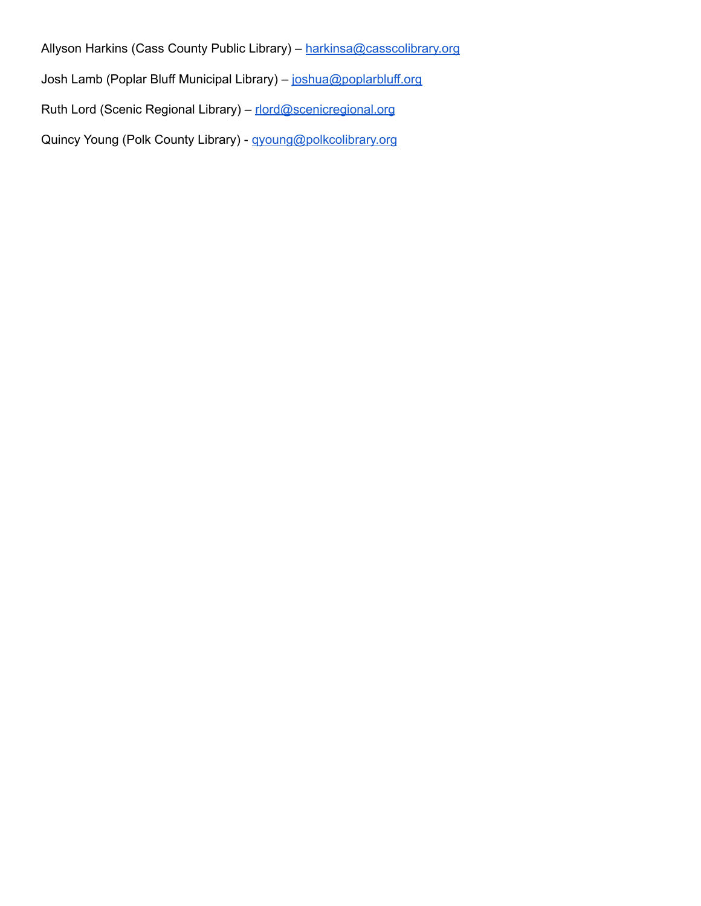Allyson Harkins (Cass County Public Library) – harkinsa@casscolibrary.org

Josh Lamb (Poplar Bluff Municipal Library) – joshua@poplarbluff.org

Ruth Lord (Scenic Regional Library) – rlord@scenicregional.org

Quincy Young (Polk County Library) - qyoung@polkcolibrary.org